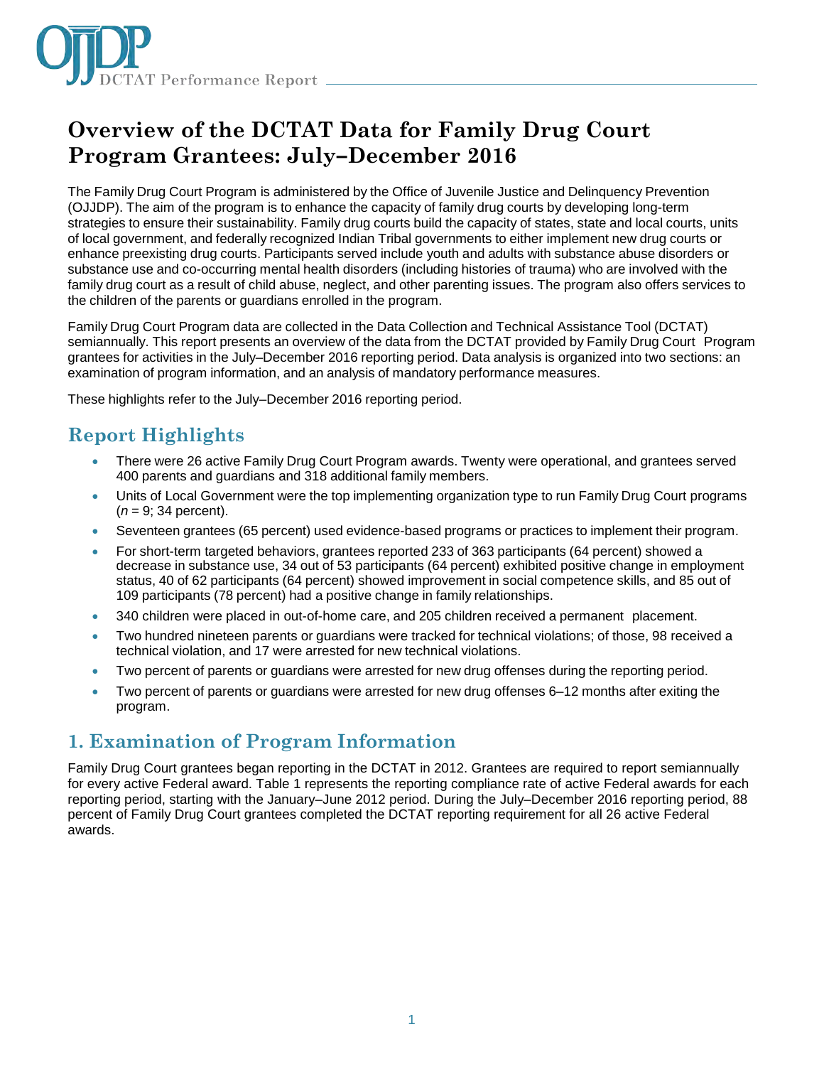# Overview of the DCTAT Data for Family Drug Court Program Grantees: July–December 2016

The Family Drug Court Program is administered by the Office of Juvenile Justice and Delinquency Prevention (OJJDP). The aim of the program is to enhance the capacity of family drug courts by developing long-term strategies to ensure their sustainability. Family drug courts build the capacity of states, state and local courts, units of local government, and federally recognized Indian Tribal governments to either implement new drug courts or enhance preexisting drug courts. Participants served include youth and adults with substance abuse disorders or substance use and co-occurring mental health disorders (including histories of trauma) who are involved with the family drug court as a result of child abuse, neglect, and other parenting issues. The program also offers services to the children of the parents or guardians enrolled in the program.

Family Drug Court Program data are collected in the Data Collection and Technical Assistance Tool (DCTAT) semiannually. This report presents an overview of the data from the DCTAT provided by Family Drug Court Program grantees for activities in the July–December 2016 reporting period. Data analysis is organized into two sections: an examination of program information, and an analysis of mandatory performance measures.

These highlights refer to the July–December 2016 reporting period.

## Report Highlights

- There were 26 active Family Drug Court Program awards. Twenty were operational, and grantees served 400 parents and guardians and 318 additional family members.
- Units of Local Government were the top implementing organization type to run Family Drug Court programs (*n* = 9; 34 percent).
- Seventeen grantees (65 percent) used evidence-based programs or practices to implement their program.
- For short-term targeted behaviors, grantees reported 233 of 363 participants (64 percent) showed a decrease in substance use, 34 out of 53 participants (64 percent) exhibited positive change in employment status, 40 of 62 participants (64 percent) showed improvement in social competence skills, and 85 out of 109 participants (78 percent) had a positive change in family relationships.
- 340 children were placed in out-of-home care, and 205 children received a permanent placement.
- Two hundred nineteen parents or guardians were tracked for technical violations; of those, 98 received a technical violation, and 17 were arrested for new technical violations.
- Two percent of parents or guardians were arrested for new drug offenses during the reporting period.
- Two percent of parents or guardians were arrested for new drug offenses 6–12 months after exiting the program.

## 1. Examination of Program Information

Family Drug Court grantees began reporting in the DCTAT in 2012. Grantees are required to report semiannually for every active Federal award. Table 1 represents the reporting compliance rate of active Federal awards for each reporting period, starting with the January–June 2012 period. During the July–December 2016 reporting period, 88 percent of Family Drug Court grantees completed the DCTAT reporting requirement for all 26 active Federal awards.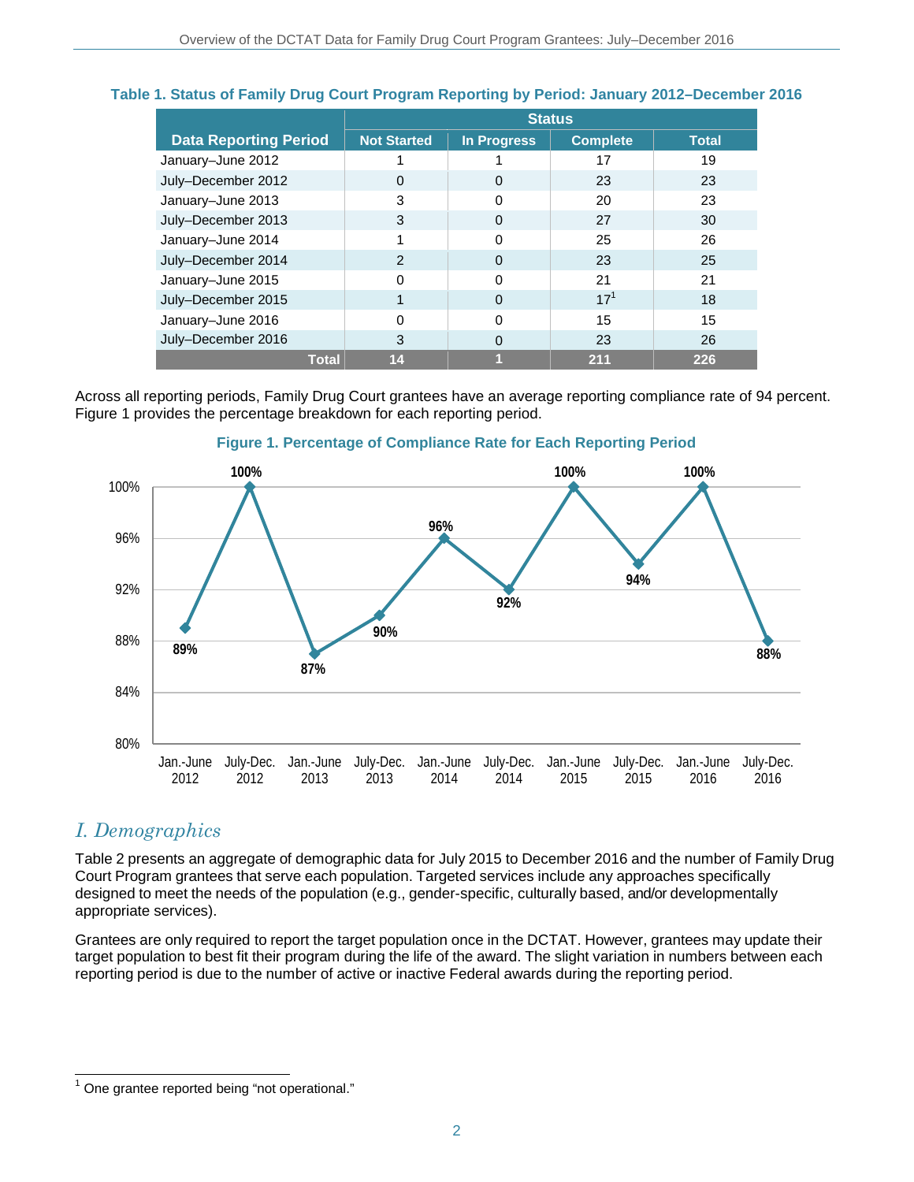**Table 1. Status of Family Drug Court Program Reporting by Period: January 2012–December 2016**

| Data Reporting Period | Status | | | |
|---|---|---|---|---|
| | Not Started | In Progress | Complete | Total |
| January–June 2012 | 1 | 1 | 17 | 19 |
| July–December 2012 | 0 | 0 | 23 | 23 |
| January–June 2013 | 3 | 0 | 20 | 23 |
| July–December 2013 | 3 | 0 | 27 | 30 |
| January–June 2014 | 1 | 0 | 25 | 26 |
| July–December 2014 | 2 | 0 | 23 | 25 |
| January–June 2015 | 0 | 0 | 21 | 21 |
| July–December 2015 | 1 | 0 | 17[1] | 18 |
| January–June 2016 | 0 | 0 | 15 | 15 |
| July–December 2016 | 3 | 0 | 23 | 26 |
| **Total** | **14** | **1** | **211** | **226** |

Across all reporting periods, Family Drug Court grantees have an average reporting compliance rate of 94 percent. Figure 1 provides the percentage breakdown for each reporting period.

**Figure 1. Percentage of Compliance Rate for Each Reporting Period**

| Reporting Period | Compliance Rate |
|---|---|
| Jan.-June 2012 | 89% |
| July-Dec. 2012 | 100% |
| Jan.-June 2013 | 87% |
| July-Dec. 2013 | 90% |
| Jan.-June 2014 | 96% |
| July-Dec. 2014 | 92% |
| Jan.-June 2015 | 100% |
| July-Dec. 2015 | 94% |
| Jan.-June 2016 | 100% |
| July-Dec. 2016 | 88% |

## *I. Demographics*

Table 2 presents an aggregate of demographic data for July 2015 to December 2016 and the number of Family Drug Court Program grantees that serve each population. Targeted services include any approaches specifically designed to meet the needs of the population (e.g., gender-specific, culturally based, and/or developmentally appropriate services).

Grantees are only required to report the target population once in the DCTAT. However, grantees may update their target population to best fit their program during the life of the award. The slight variation in numbers between each reporting period is due to the number of active or inactive Federal awards during the reporting period.

[1] One grantee reported being "not operational."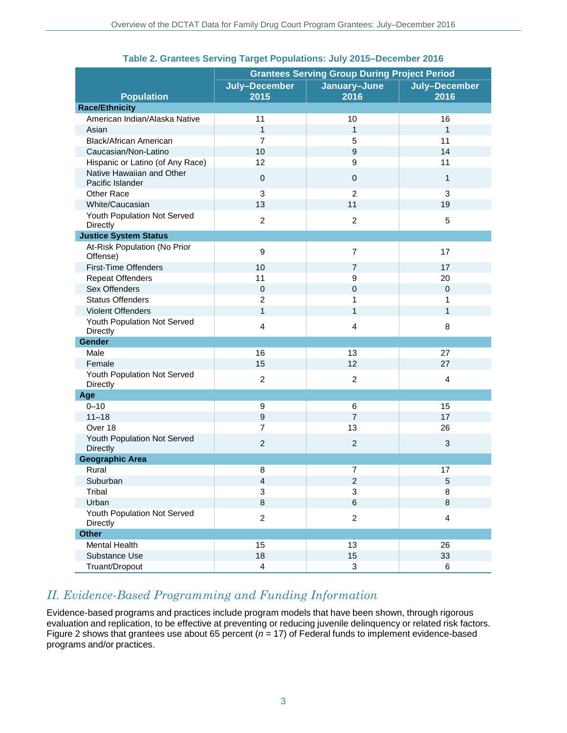**Table 2. Grantees Serving Target Populations: July 2015–December 2016**

| Population | Grantees Serving Group During Project Period | | |
|---|---|---|---|
| | July–December 2015 | January–June 2016 | July–December 2016 |
| **Race/Ethnicity** | | | |
| American Indian/Alaska Native | 11 | 10 | 16 |
| Asian | 1 | 1 | 1 |
| Black/African American | 7 | 5 | 11 |
| Caucasian/Non-Latino | 10 | 9 | 14 |
| Hispanic or Latino (of Any Race) | 12 | 9 | 11 |
| Native Hawaiian and Other Pacific Islander | 0 | 0 | 1 |
| Other Race | 3 | 2 | 3 |
| White/Caucasian | 13 | 11 | 19 |
| Youth Population Not Served Directly | 2 | 2 | 5 |
| **Justice System Status** | | | |
| At-Risk Population (No Prior Offense) | 9 | 7 | 17 |
| First-Time Offenders | 10 | 7 | 17 |
| Repeat Offenders | 11 | 9 | 20 |
| Sex Offenders | 0 | 0 | 0 |
| Status Offenders | 2 | 1 | 1 |
| Violent Offenders | 1 | 1 | 1 |
| Youth Population Not Served Directly | 4 | 4 | 8 |
| **Gender** | | | |
| Male | 16 | 13 | 27 |
| Female | 15 | 12 | 27 |
| Youth Population Not Served Directly | 2 | 2 | 4 |
| **Age** | | | |
| 0–10 | 9 | 6 | 15 |
| 11–18 | 9 | 7 | 17 |
| Over 18 | 7 | 13 | 26 |
| Youth Population Not Served Directly | 2 | 2 | 3 |
| **Geographic Area** | | | |
| Rural | 8 | 7 | 17 |
| Suburban | 4 | 2 | 5 |
| Tribal | 3 | 3 | 8 |
| Urban | 8 | 6 | 8 |
| Youth Population Not Served Directly | 2 | 2 | 4 |
| **Other** | | | |
| Mental Health | 15 | 13 | 26 |
| Substance Use | 18 | 15 | 33 |
| Truant/Dropout | 4 | 3 | 6 |

## *II. Evidence-Based Programming and Funding Information*

Evidence-based programs and practices include program models that have been shown, through rigorous evaluation and replication, to be effective at preventing or reducing juvenile delinquency or related risk factors. Figure 2 shows that grantees use about 65 percent ($n$ = 17) of Federal funds to implement evidence-based programs and/or practices.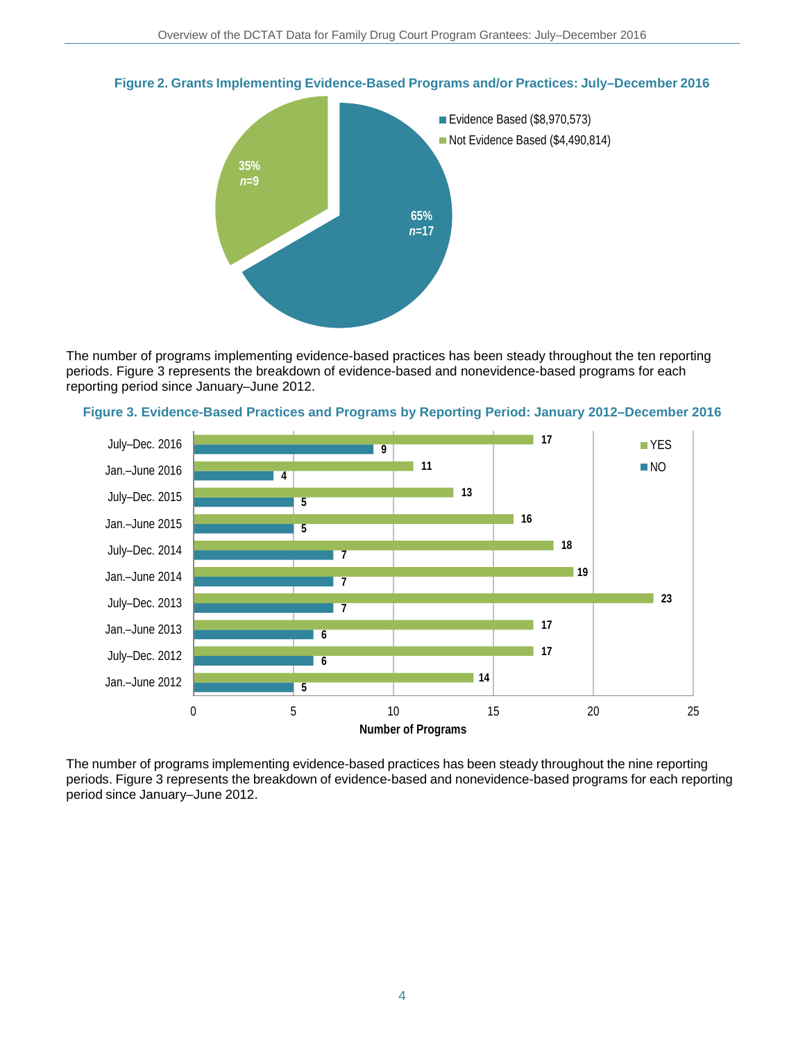**Figure 2. Grants Implementing Evidence-Based Programs and/or Practices: July–December 2016**

| Category | Percent | n |
|---|---|---|
| Evidence Based ($8,970,573) | 65% | 17 |
| Not Evidence Based ($4,490,814) | 35% | 9 |

The number of programs implementing evidence-based practices has been steady throughout the ten reporting periods. Figure 3 represents the breakdown of evidence-based and nonevidence-based programs for each reporting period since January–June 2012.

**Figure 3. Evidence-Based Practices and Programs by Reporting Period: January 2012–December 2016**

| Reporting Period | YES | NO |
|---|---|---|
| July–Dec. 2016 | 17 | 9 |
| Jan.–June 2016 | 11 | 4 |
| July–Dec. 2015 | 13 | 5 |
| Jan.–June 2015 | 16 | 5 |
| July–Dec. 2014 | 18 | 7 |
| Jan.–June 2014 | 19 | 7 |
| July–Dec. 2013 | 23 | 7 |
| Jan.–June 2013 | 17 | 6 |
| July–Dec. 2012 | 17 | 6 |
| Jan.–June 2012 | 14 | 5 |

Number of Programs

The number of programs implementing evidence-based practices has been steady throughout the nine reporting periods. Figure 3 represents the breakdown of evidence-based and nonevidence-based programs for each reporting period since January–June 2012.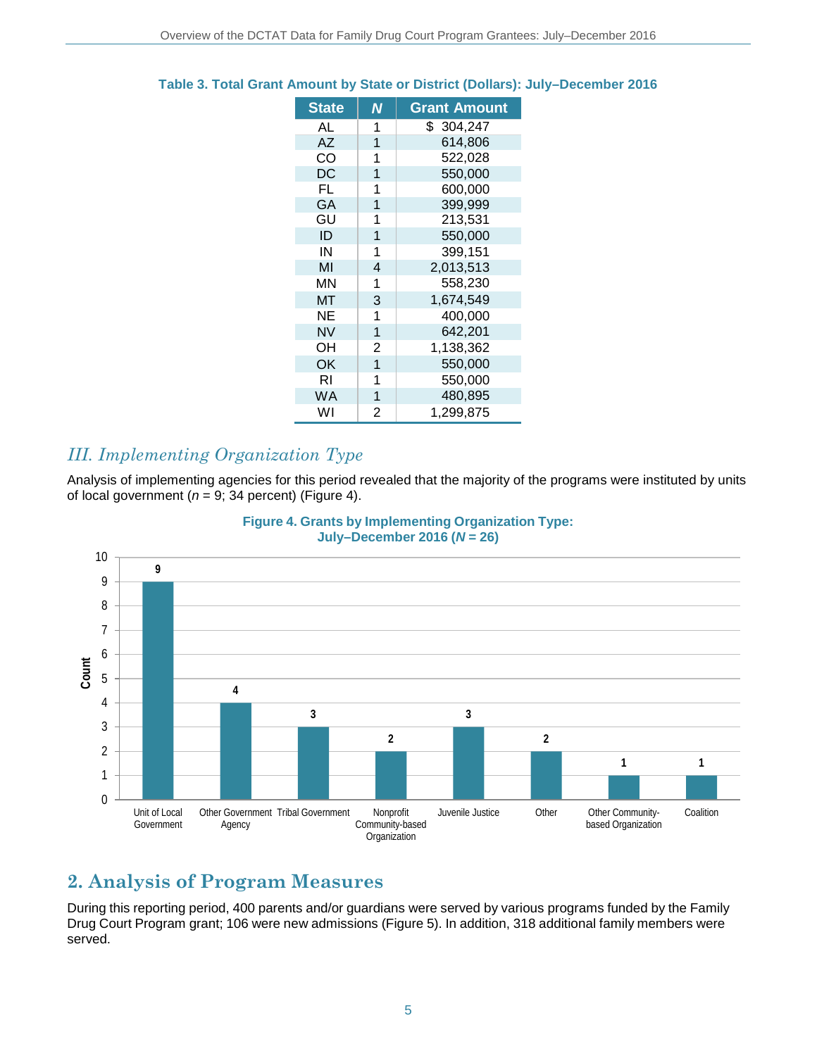**Table 3. Total Grant Amount by State or District (Dollars): July–December 2016**

| State | *N* | Grant Amount |
|---|---|---|
| AL | 1 | $ 304,247 |
| AZ | 1 | 614,806 |
| CO | 1 | 522,028 |
| DC | 1 | 550,000 |
| FL | 1 | 600,000 |
| GA | 1 | 399,999 |
| GU | 1 | 213,531 |
| ID | 1 | 550,000 |
| IN | 1 | 399,151 |
| MI | 4 | 2,013,513 |
| MN | 1 | 558,230 |
| MT | 3 | 1,674,549 |
| NE | 1 | 400,000 |
| NV | 1 | 642,201 |
| OH | 2 | 1,138,362 |
| OK | 1 | 550,000 |
| RI | 1 | 550,000 |
| WA | 1 | 480,895 |
| WI | 2 | 1,299,875 |

## *III. Implementing Organization Type*

Analysis of implementing agencies for this period revealed that the majority of the programs were instituted by units of local government (*n* = 9; 34 percent) (Figure 4).

**Figure 4. Grants by Implementing Organization Type: July–December 2016 (*N* = 26)**

| Implementing Organization Type | Count |
|---|---|
| Unit of Local Government | 9 |
| Other Government Agency | 4 |
| Tribal Government | 3 |
| Nonprofit Community-based Organization | 2 |
| Juvenile Justice | 3 |
| Other | 2 |
| Other Community-based Organization | 1 |
| Coalition | 1 |

# 2. Analysis of Program Measures

During this reporting period, 400 parents and/or guardians were served by various programs funded by the Family Drug Court Program grant; 106 were new admissions (Figure 5). In addition, 318 additional family members were served.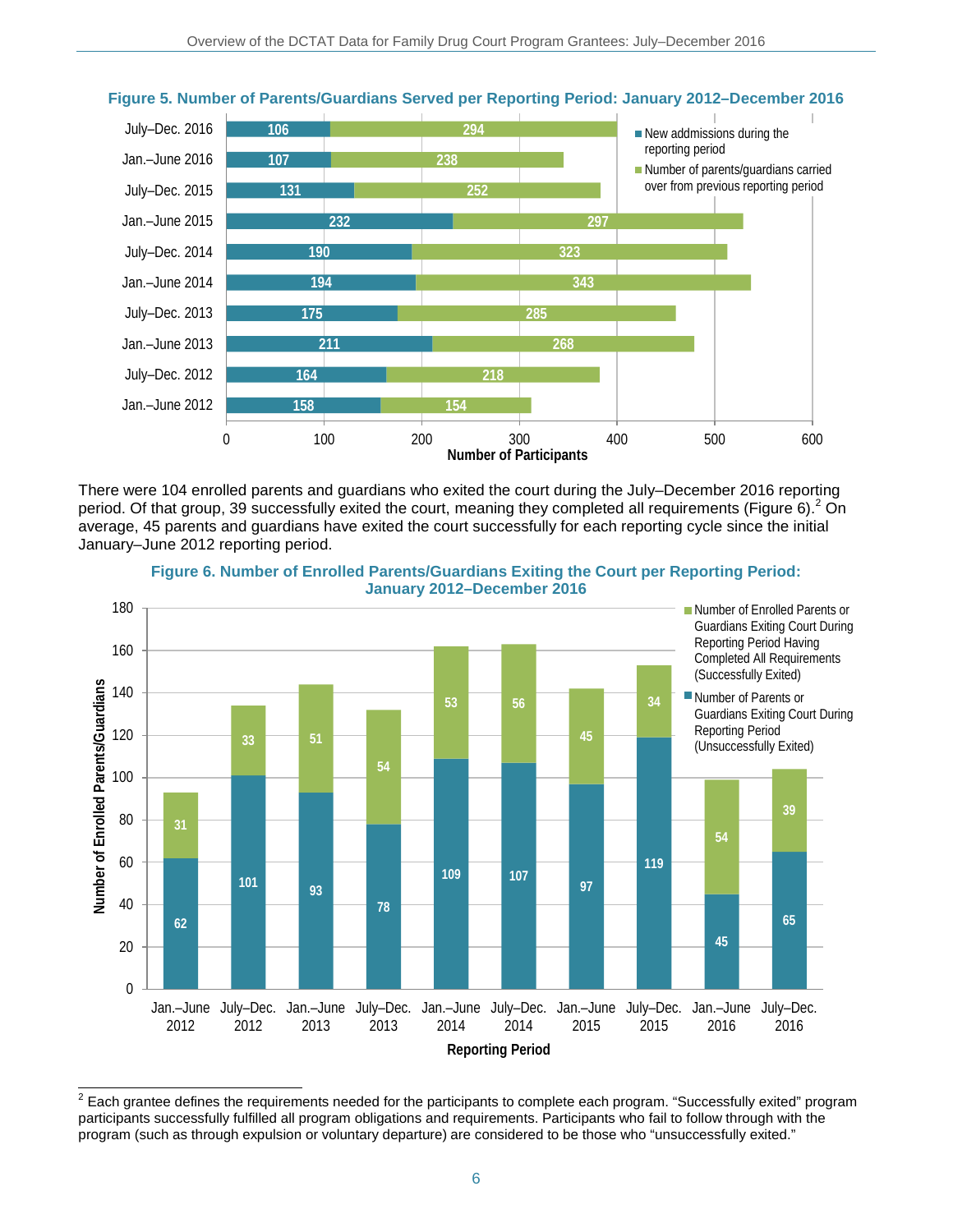**Figure 5. Number of Parents/Guardians Served per Reporting Period: January 2012–December 2016**

| Reporting Period | New addmissions during the reporting period | Number of parents/guardians carried over from previous reporting period |
|---|---|---|
| July–Dec. 2016 | 106 | 294 |
| Jan.–June 2016 | 107 | 238 |
| July–Dec. 2015 | 131 | 252 |
| Jan.–June 2015 | 232 | 297 |
| July–Dec. 2014 | 190 | 323 |
| Jan.–June 2014 | 194 | 343 |
| July–Dec. 2013 | 175 | 285 |
| Jan.–June 2013 | 211 | 268 |
| July–Dec. 2012 | 164 | 218 |
| Jan.–June 2012 | 158 | 154 |

There were 104 enrolled parents and guardians who exited the court during the July–December 2016 reporting period. Of that group, 39 successfully exited the court, meaning they completed all requirements (Figure 6).[2] On average, 45 parents and guardians have exited the court successfully for each reporting cycle since the initial January–June 2012 reporting period.

**Figure 6. Number of Enrolled Parents/Guardians Exiting the Court per Reporting Period: January 2012–December 2016**

| Reporting Period | Number of Parents or Guardians Exiting Court During Reporting Period (Unsuccessfully Exited) | Number of Enrolled Parents or Guardians Exiting Court During Reporting Period Having Completed All Requirements (Successfully Exited) |
|---|---|---|
| Jan.–June 2012 | 62 | 31 |
| July–Dec. 2012 | 101 | 33 |
| Jan.–June 2013 | 93 | 51 |
| July–Dec. 2013 | 78 | 54 |
| Jan.–June 2014 | 109 | 53 |
| July–Dec. 2014 | 107 | 56 |
| Jan.–June 2015 | 97 | 45 |
| July–Dec. 2015 | 119 | 34 |
| Jan.–June 2016 | 45 | 54 |
| July–Dec. 2016 | 65 | 39 |

[2] Each grantee defines the requirements needed for the participants to complete each program. "Successfully exited" program participants successfully fulfilled all program obligations and requirements. Participants who fail to follow through with the program (such as through expulsion or voluntary departure) are considered to be those who "unsuccessfully exited."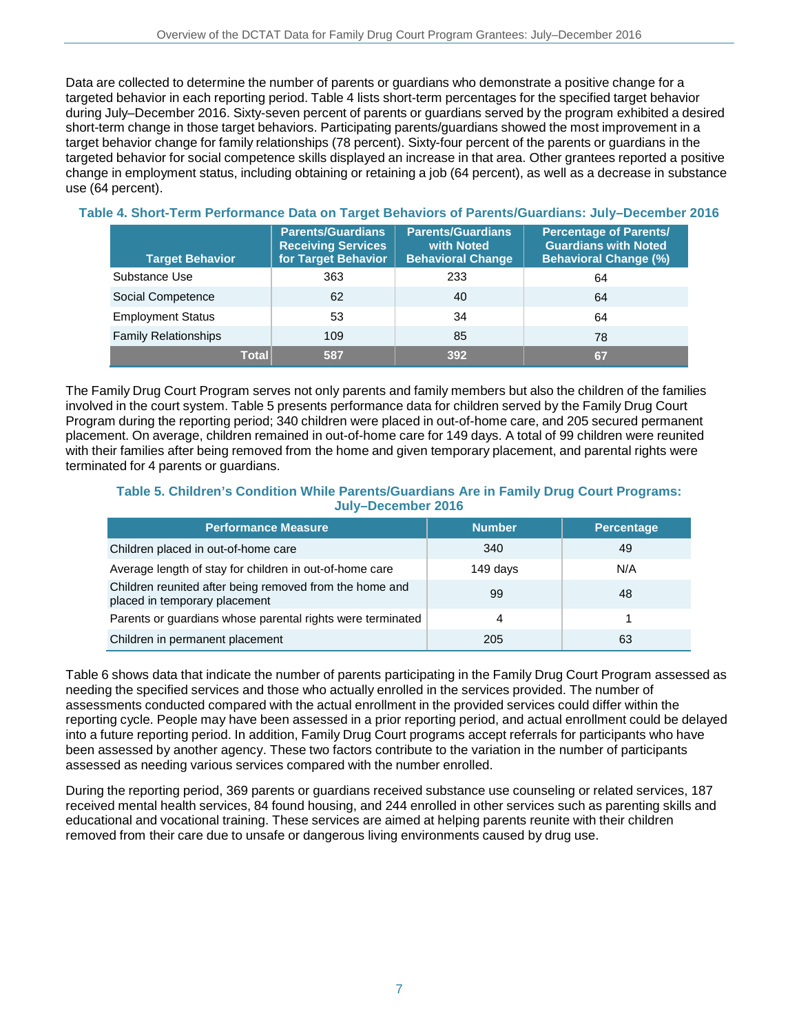Data are collected to determine the number of parents or guardians who demonstrate a positive change for a targeted behavior in each reporting period. Table 4 lists short-term percentages for the specified target behavior during July–December 2016. Sixty-seven percent of parents or guardians served by the program exhibited a desired short-term change in those target behaviors. Participating parents/guardians showed the most improvement in a target behavior change for family relationships (78 percent). Sixty-four percent of the parents or guardians in the targeted behavior for social competence skills displayed an increase in that area. Other grantees reported a positive change in employment status, including obtaining or retaining a job (64 percent), as well as a decrease in substance use (64 percent).

**Table 4. Short-Term Performance Data on Target Behaviors of Parents/Guardians: July–December 2016**

| Target Behavior | Parents/Guardians Receiving Services for Target Behavior | Parents/Guardians with Noted Behavioral Change | Percentage of Parents/ Guardians with Noted Behavioral Change (%) |
|---|---|---|---|
| Substance Use | 363 | 233 | 64 |
| Social Competence | 62 | 40 | 64 |
| Employment Status | 53 | 34 | 64 |
| Family Relationships | 109 | 85 | 78 |
| **Total** | **587** | **392** | **67** |

The Family Drug Court Program serves not only parents and family members but also the children of the families involved in the court system. Table 5 presents performance data for children served by the Family Drug Court Program during the reporting period; 340 children were placed in out-of-home care, and 205 secured permanent placement. On average, children remained in out-of-home care for 149 days. A total of 99 children were reunited with their families after being removed from the home and given temporary placement, and parental rights were terminated for 4 parents or guardians.

**Table 5. Children's Condition While Parents/Guardians Are in Family Drug Court Programs: July–December 2016**

| Performance Measure | Number | Percentage |
|---|---|---|
| Children placed in out-of-home care | 340 | 49 |
| Average length of stay for children in out-of-home care | 149 days | N/A |
| Children reunited after being removed from the home and placed in temporary placement | 99 | 48 |
| Parents or guardians whose parental rights were terminated | 4 | 1 |
| Children in permanent placement | 205 | 63 |

Table 6 shows data that indicate the number of parents participating in the Family Drug Court Program assessed as needing the specified services and those who actually enrolled in the services provided. The number of assessments conducted compared with the actual enrollment in the provided services could differ within the reporting cycle. People may have been assessed in a prior reporting period, and actual enrollment could be delayed into a future reporting period. In addition, Family Drug Court programs accept referrals for participants who have been assessed by another agency. These two factors contribute to the variation in the number of participants assessed as needing various services compared with the number enrolled.

During the reporting period, 369 parents or guardians received substance use counseling or related services, 187 received mental health services, 84 found housing, and 244 enrolled in other services such as parenting skills and educational and vocational training. These services are aimed at helping parents reunite with their children removed from their care due to unsafe or dangerous living environments caused by drug use.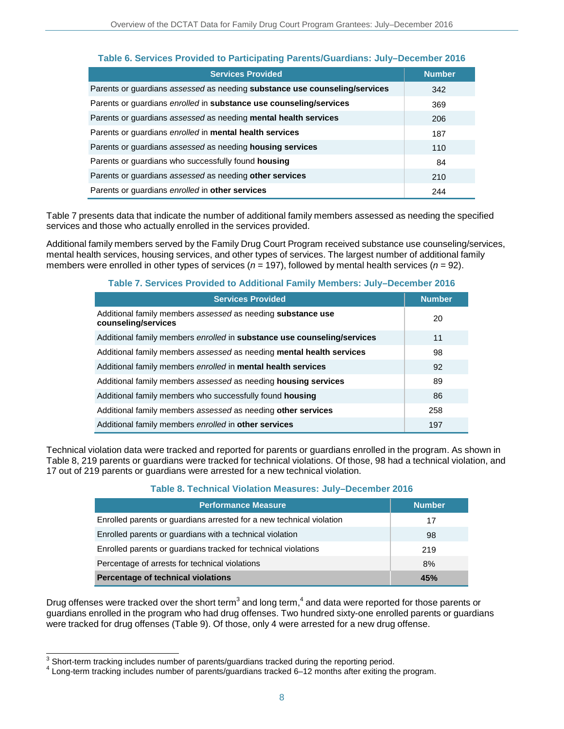### Table 6. Services Provided to Participating Parents/Guardians: July–December 2016

| Services Provided | Number |
|---|---|
| Parents or guardians *assessed* as needing **substance use counseling/services** | 342 |
| Parents or guardians *enrolled* in **substance use counseling/services** | 369 |
| Parents or guardians *assessed* as needing **mental health services** | 206 |
| Parents or guardians *enrolled* in **mental health services** | 187 |
| Parents or guardians *assessed* as needing **housing services** | 110 |
| Parents or guardians who successfully found **housing** | 84 |
| Parents or guardians *assessed* as needing **other services** | 210 |
| Parents or guardians *enrolled* in **other services** | 244 |

Table 7 presents data that indicate the number of additional family members assessed as needing the specified services and those who actually enrolled in the services provided.

Additional family members served by the Family Drug Court Program received substance use counseling/services, mental health services, housing services, and other types of services. The largest number of additional family members were enrolled in other types of services (*n* = 197), followed by mental health services (*n* = 92).

### Table 7. Services Provided to Additional Family Members: July–December 2016

| Services Provided | Number |
|---|---|
| Additional family members *assessed* as needing **substance use counseling/services** | 20 |
| Additional family members *enrolled* in **substance use counseling/services** | 11 |
| Additional family members *assessed* as needing **mental health services** | 98 |
| Additional family members *enrolled* in **mental health services** | 92 |
| Additional family members *assessed* as needing **housing services** | 89 |
| Additional family members who successfully found **housing** | 86 |
| Additional family members *assessed* as needing **other services** | 258 |
| Additional family members *enrolled* in **other services** | 197 |

Technical violation data were tracked and reported for parents or guardians enrolled in the program. As shown in Table 8, 219 parents or guardians were tracked for technical violations. Of those, 98 had a technical violation, and 17 out of 219 parents or guardians were arrested for a new technical violation.

### Table 8. Technical Violation Measures: July–December 2016

| Performance Measure | Number |
|---|---|
| Enrolled parents or guardians arrested for a new technical violation | 17 |
| Enrolled parents or guardians with a technical violation | 98 |
| Enrolled parents or guardians tracked for technical violations | 219 |
| Percentage of arrests for technical violations | 8% |
| **Percentage of technical violations** | **45%** |

Drug offenses were tracked over the short term[3] and long term,[4] and data were reported for those parents or guardians enrolled in the program who had drug offenses. Two hundred sixty-one enrolled parents or guardians were tracked for drug offenses (Table 9). Of those, only 4 were arrested for a new drug offense.

---

[3] Short-term tracking includes number of parents/guardians tracked during the reporting period.

[4] Long-term tracking includes number of parents/guardians tracked 6–12 months after exiting the program.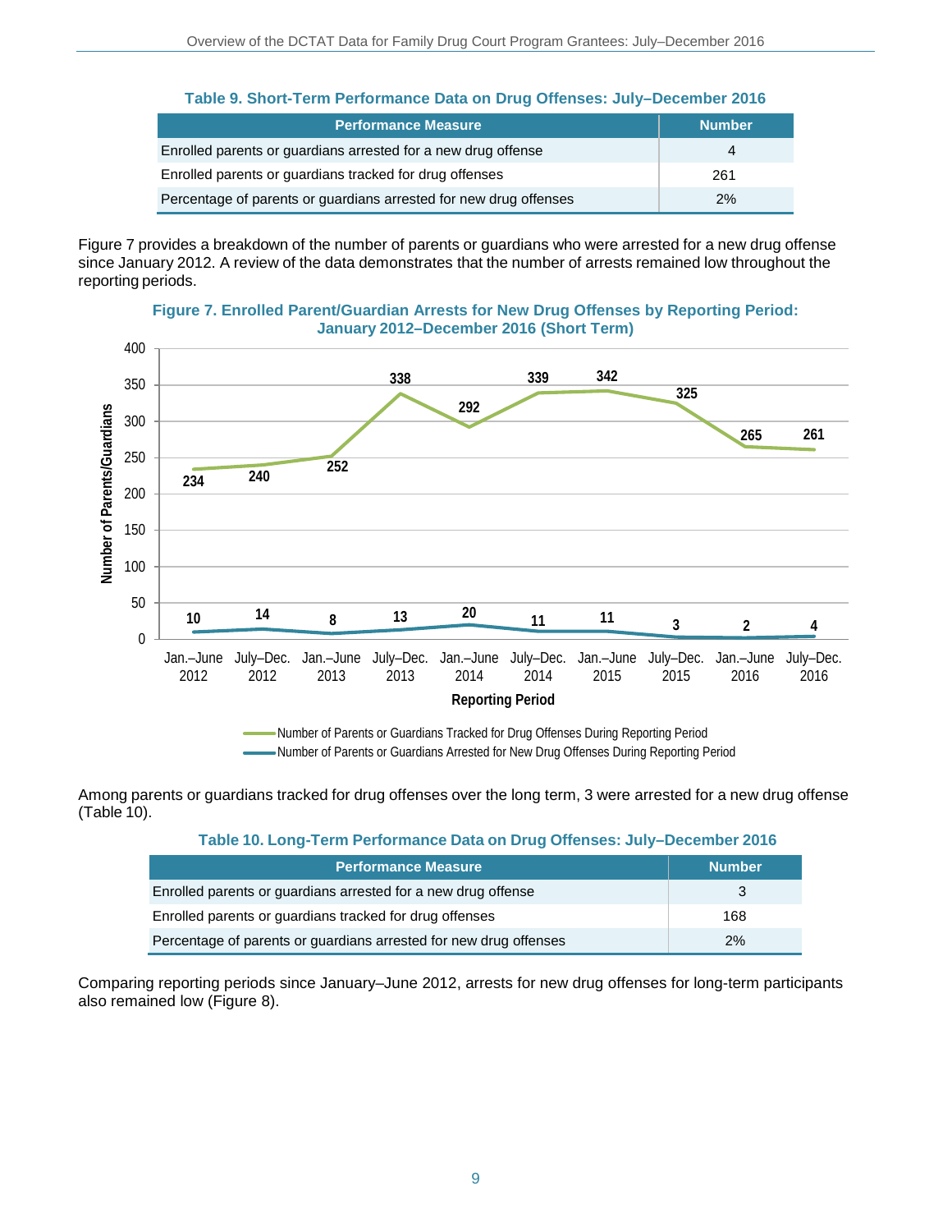**Table 9. Short-Term Performance Data on Drug Offenses: July–December 2016**

| Performance Measure | Number |
|---|---|
| Enrolled parents or guardians arrested for a new drug offense | 4 |
| Enrolled parents or guardians tracked for drug offenses | 261 |
| Percentage of parents or guardians arrested for new drug offenses | 2% |

Figure 7 provides a breakdown of the number of parents or guardians who were arrested for a new drug offense since January 2012. A review of the data demonstrates that the number of arrests remained low throughout the reporting periods.

**Figure 7. Enrolled Parent/Guardian Arrests for New Drug Offenses by Reporting Period: January 2012–December 2016 (Short Term)**

| Reporting Period | Number of Parents or Guardians Tracked for Drug Offenses During Reporting Period | Number of Parents or Guardians Arrested for New Drug Offenses During Reporting Period |
|---|---|---|
| Jan.–June 2012 | 234 | 10 |
| July–Dec. 2012 | 240 | 14 |
| Jan.–June 2013 | 252 | 8 |
| July–Dec. 2013 | 338 | 13 |
| Jan.–June 2014 | 292 | 20 |
| July–Dec. 2014 | 339 | 11 |
| Jan.–June 2015 | 342 | 11 |
| July–Dec. 2015 | 325 | 3 |
| Jan.–June 2016 | 265 | 2 |
| July–Dec. 2016 | 261 | 4 |

Among parents or guardians tracked for drug offenses over the long term, 3 were arrested for a new drug offense (Table 10).

**Table 10. Long-Term Performance Data on Drug Offenses: July–December 2016**

| Performance Measure | Number |
|---|---|
| Enrolled parents or guardians arrested for a new drug offense | 3 |
| Enrolled parents or guardians tracked for drug offenses | 168 |
| Percentage of parents or guardians arrested for new drug offenses | 2% |

Comparing reporting periods since January–June 2012, arrests for new drug offenses for long-term participants also remained low (Figure 8).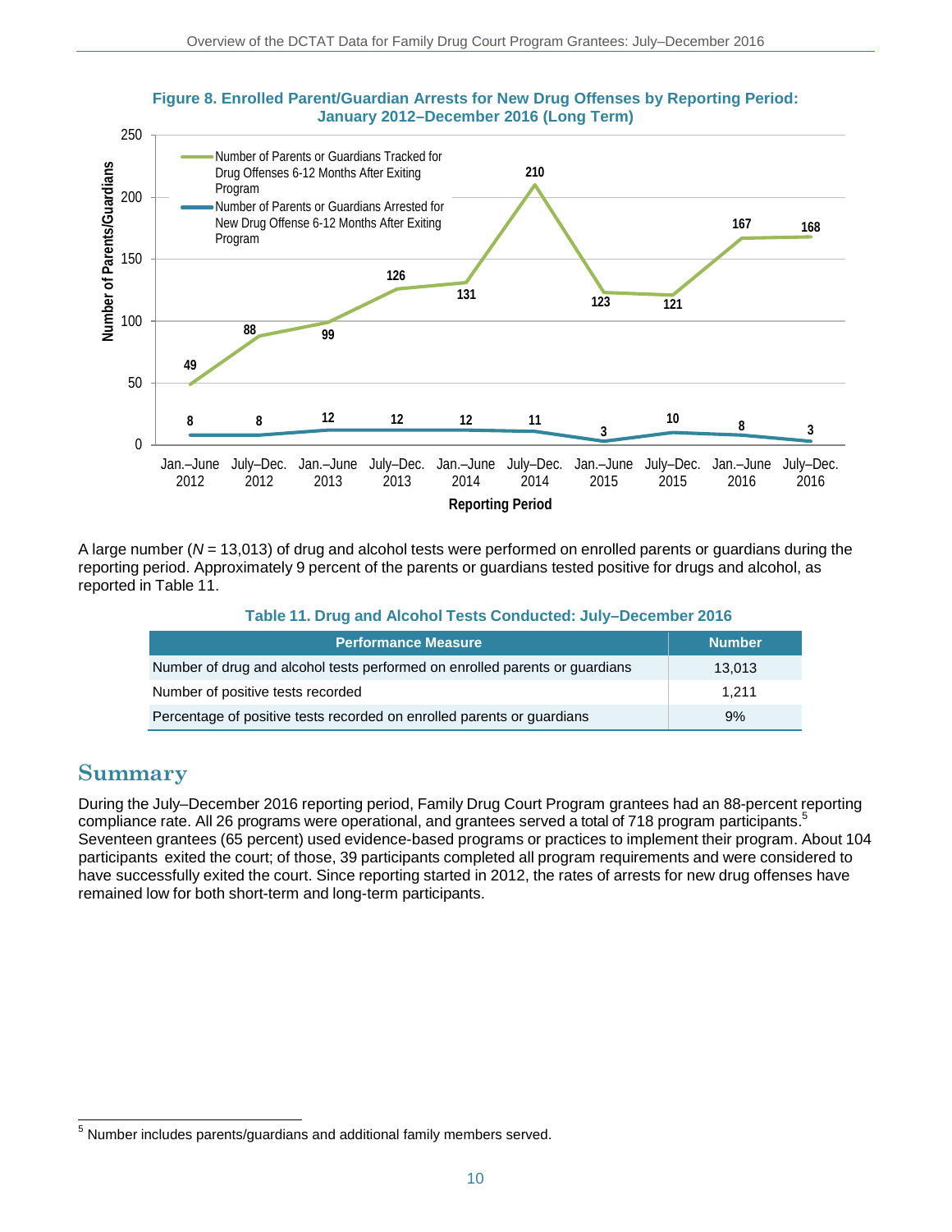**Figure 8. Enrolled Parent/Guardian Arrests for New Drug Offenses by Reporting Period: January 2012–December 2016 (Long Term)**

Number of Parents/Guardians

Number of Parents or Guardians Tracked for Drug Offenses 6-12 Months After Exiting Program

Number of Parents or Guardians Arrested for New Drug Offense 6-12 Months After Exiting Program

250
200
150
100
50
0

49, 88, 99, 126, 131, 210, 123, 121, 167, 168

8, 8, 12, 12, 12, 11, 3, 10, 8, 3

Jan.–June 2012
July–Dec. 2012
Jan.–June 2013
July–Dec. 2013
Jan.–June 2014
July–Dec. 2014
Jan.–June 2015
July–Dec. 2015
Jan.–June 2016
July–Dec. 2016

Reporting Period

A large number (*N* = 13,013) of drug and alcohol tests were performed on enrolled parents or guardians during the reporting period. Approximately 9 percent of the parents or guardians tested positive for drugs and alcohol, as reported in Table 11.

**Table 11. Drug and Alcohol Tests Conducted: July–December 2016**

| Performance Measure | Number |
|---|---|
| Number of drug and alcohol tests performed on enrolled parents or guardians | 13,013 |
| Number of positive tests recorded | 1,211 |
| Percentage of positive tests recorded on enrolled parents or guardians | 9% |

## Summary

During the July–December 2016 reporting period, Family Drug Court Program grantees had an 88-percent reporting compliance rate. All 26 programs were operational, and grantees served a total of 718 program participants.[5] Seventeen grantees (65 percent) used evidence-based programs or practices to implement their program. About 104 participants exited the court; of those, 39 participants completed all program requirements and were considered to have successfully exited the court. Since reporting started in 2012, the rates of arrests for new drug offenses have remained low for both short-term and long-term participants.

[5] Number includes parents/guardians and additional family members served.